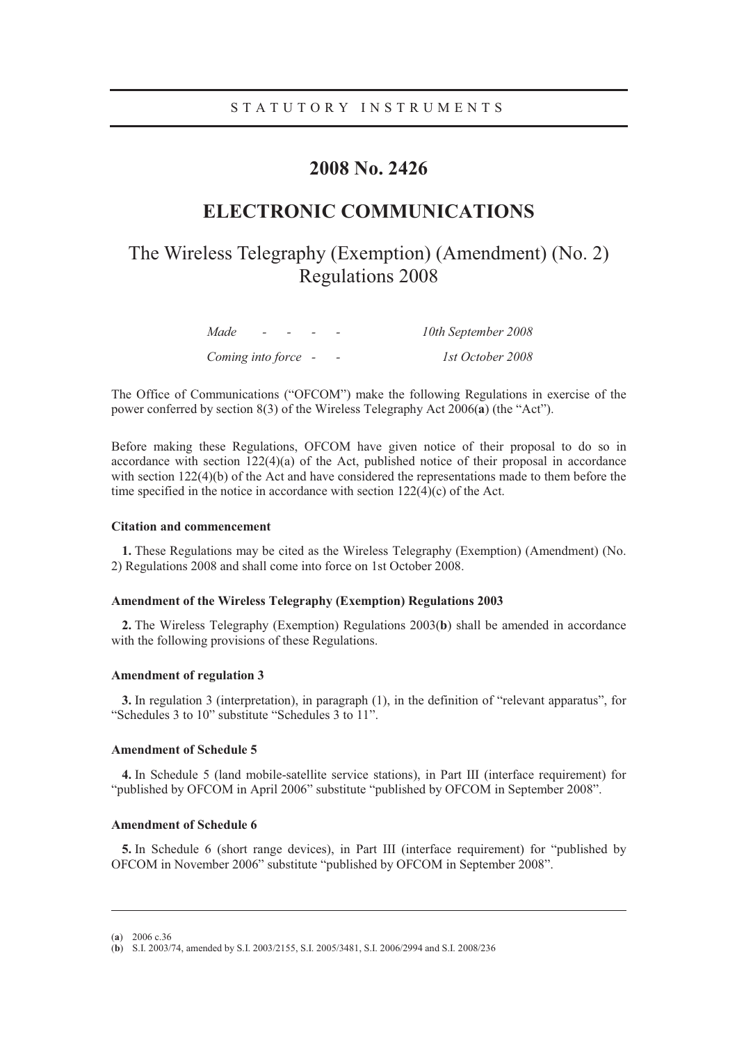STATUTORY INSTRUMENTS

# 2008 No. 2426

## ELECTRONIC COMMUNICATIONS

## The Wireless Telegraphy (Exemption) (Amendment) (No. 2) Regulations 2008

| | |
|---|---|
| *Made - - - -* | *10th September 2008* |
| *Coming into force - -* | *1st October 2008* |

The Office of Communications ("OFCOM") make the following Regulations in exercise of the power conferred by section 8(3) of the Wireless Telegraphy Act 2006(**a**) (the "Act").

Before making these Regulations, OFCOM have given notice of their proposal to do so in accordance with section 122(4)(a) of the Act, published notice of their proposal in accordance with section 122(4)(b) of the Act and have considered the representations made to them before the time specified in the notice in accordance with section 122(4)(c) of the Act.

### Citation and commencement

**1.** These Regulations may be cited as the Wireless Telegraphy (Exemption) (Amendment) (No. 2) Regulations 2008 and shall come into force on 1st October 2008.

### Amendment of the Wireless Telegraphy (Exemption) Regulations 2003

**2.** The Wireless Telegraphy (Exemption) Regulations 2003(**b**) shall be amended in accordance with the following provisions of these Regulations.

### Amendment of regulation 3

**3.** In regulation 3 (interpretation), in paragraph (1), in the definition of "relevant apparatus", for "Schedules 3 to 10" substitute "Schedules 3 to 11".

### Amendment of Schedule 5

**4.** In Schedule 5 (land mobile-satellite service stations), in Part III (interface requirement) for "published by OFCOM in April 2006" substitute "published by OFCOM in September 2008".

### Amendment of Schedule 6

**5.** In Schedule 6 (short range devices), in Part III (interface requirement) for "published by OFCOM in November 2006" substitute "published by OFCOM in September 2008".

---

(**a**) 2006 c.36

(**b**) S.I. 2003/74, amended by S.I. 2003/2155, S.I. 2005/3481, S.I. 2006/2994 and S.I. 2008/236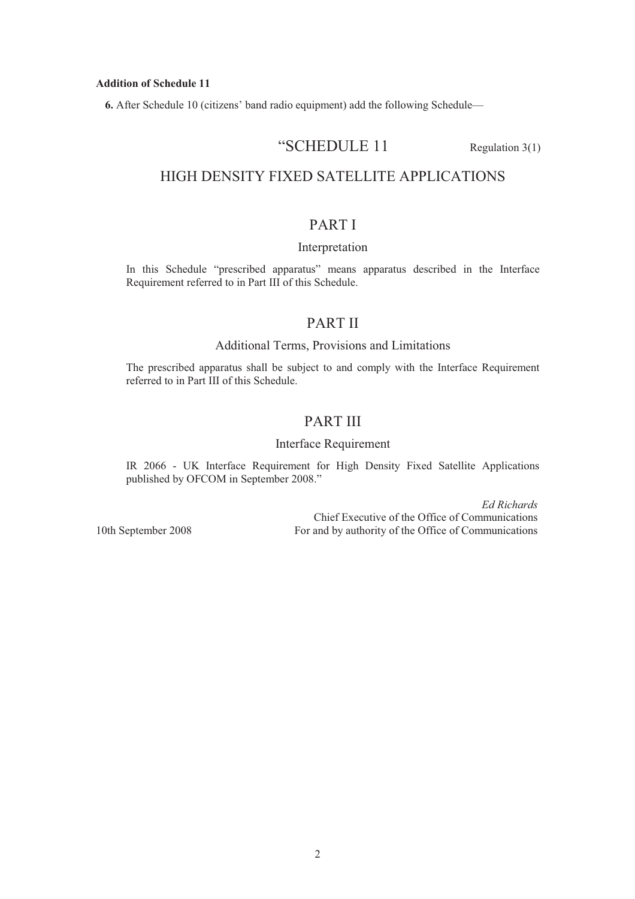**Addition of Schedule 11**

**6.** After Schedule 10 (citizens' band radio equipment) add the following Schedule—

## "SCHEDULE 11

Regulation 3(1)

## HIGH DENSITY FIXED SATELLITE APPLICATIONS

### PART I

#### Interpretation

In this Schedule "prescribed apparatus" means apparatus described in the Interface Requirement referred to in Part III of this Schedule.

### PART II

#### Additional Terms, Provisions and Limitations

The prescribed apparatus shall be subject to and comply with the Interface Requirement referred to in Part III of this Schedule.

### PART III

#### Interface Requirement

IR 2066 - UK Interface Requirement for High Density Fixed Satellite Applications published by OFCOM in September 2008."

*Ed Richards*
Chief Executive of the Office of Communications
For and by authority of the Office of Communications

10th September 2008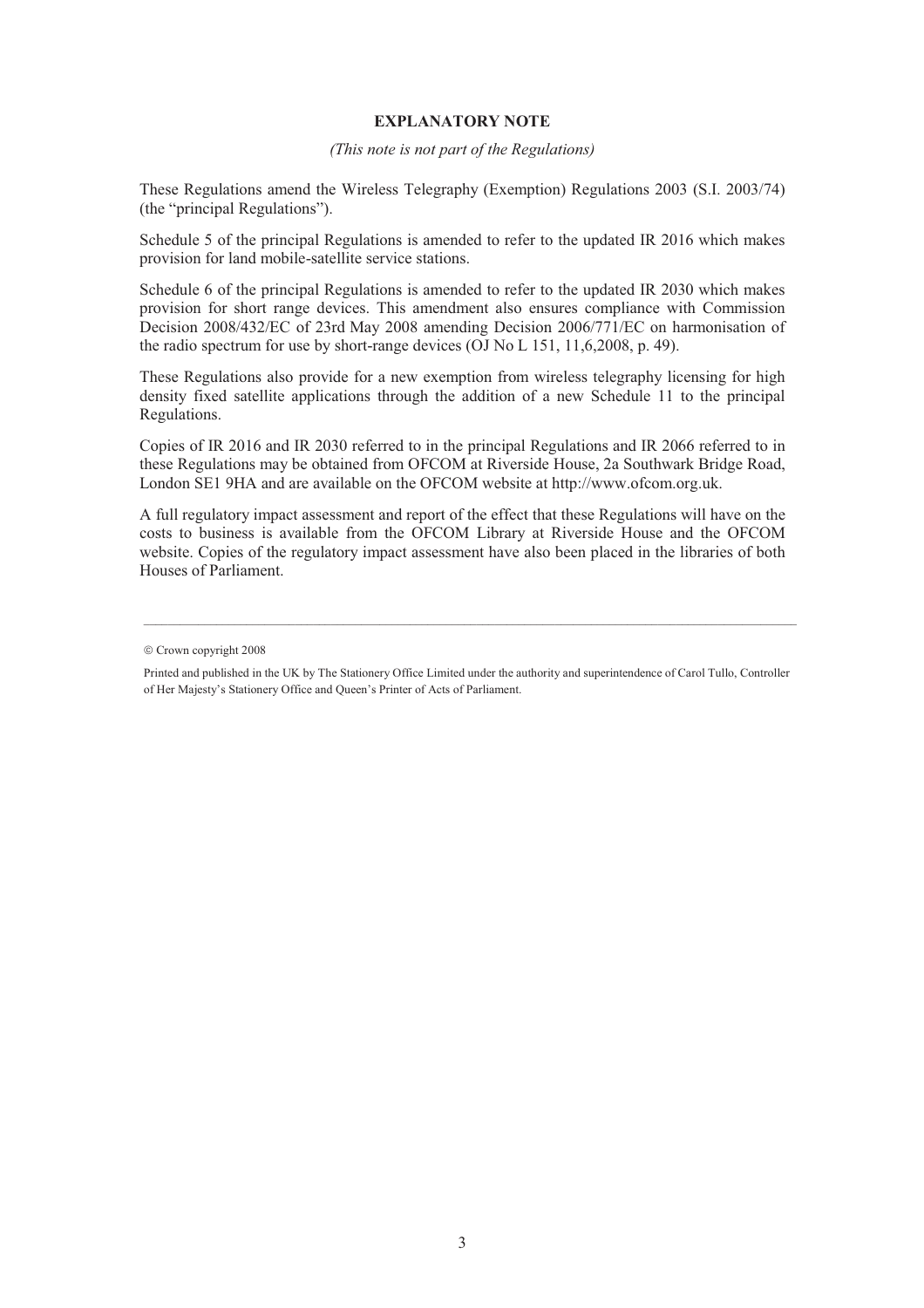## EXPLANATORY NOTE

*(This note is not part of the Regulations)*

These Regulations amend the Wireless Telegraphy (Exemption) Regulations 2003 (S.I. 2003/74) (the "principal Regulations").

Schedule 5 of the principal Regulations is amended to refer to the updated IR 2016 which makes provision for land mobile-satellite service stations.

Schedule 6 of the principal Regulations is amended to refer to the updated IR 2030 which makes provision for short range devices. This amendment also ensures compliance with Commission Decision 2008/432/EC of 23rd May 2008 amending Decision 2006/771/EC on harmonisation of the radio spectrum for use by short-range devices (OJ No L 151, 11,6,2008, p. 49).

These Regulations also provide for a new exemption from wireless telegraphy licensing for high density fixed satellite applications through the addition of a new Schedule 11 to the principal Regulations.

Copies of IR 2016 and IR 2030 referred to in the principal Regulations and IR 2066 referred to in these Regulations may be obtained from OFCOM at Riverside House, 2a Southwark Bridge Road, London SE1 9HA and are available on the OFCOM website at http://www.ofcom.org.uk.

A full regulatory impact assessment and report of the effect that these Regulations will have on the costs to business is available from the OFCOM Library at Riverside House and the OFCOM website. Copies of the regulatory impact assessment have also been placed in the libraries of both Houses of Parliament.

---

© Crown copyright 2008

Printed and published in the UK by The Stationery Office Limited under the authority and superintendence of Carol Tullo, Controller of Her Majesty's Stationery Office and Queen's Printer of Acts of Parliament.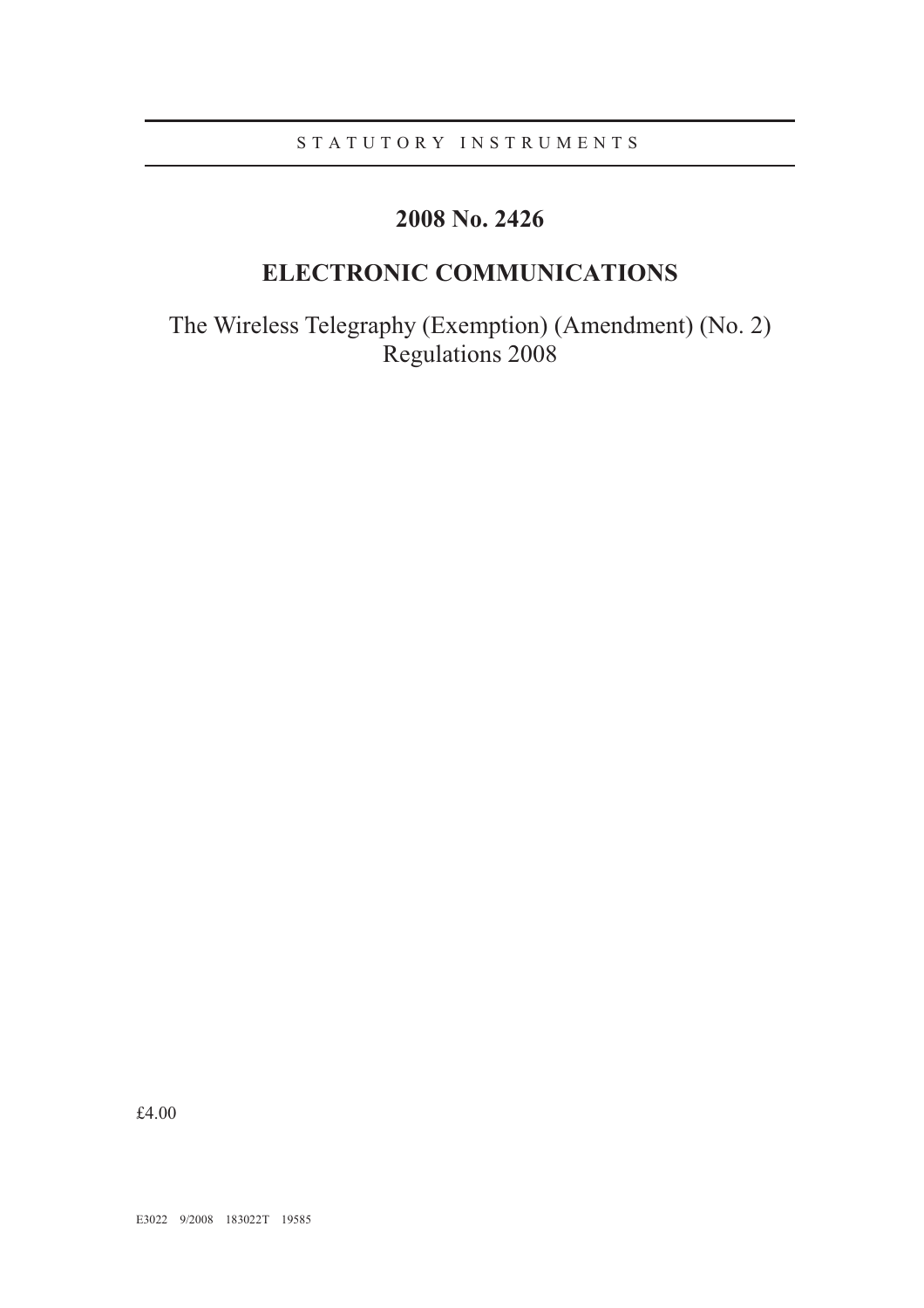STATUTORY INSTRUMENTS

# 2008 No. 2426

# ELECTRONIC COMMUNICATIONS

The Wireless Telegraphy (Exemption) (Amendment) (No. 2) Regulations 2008

£4.00

E3022 9/2008 183022T 19585